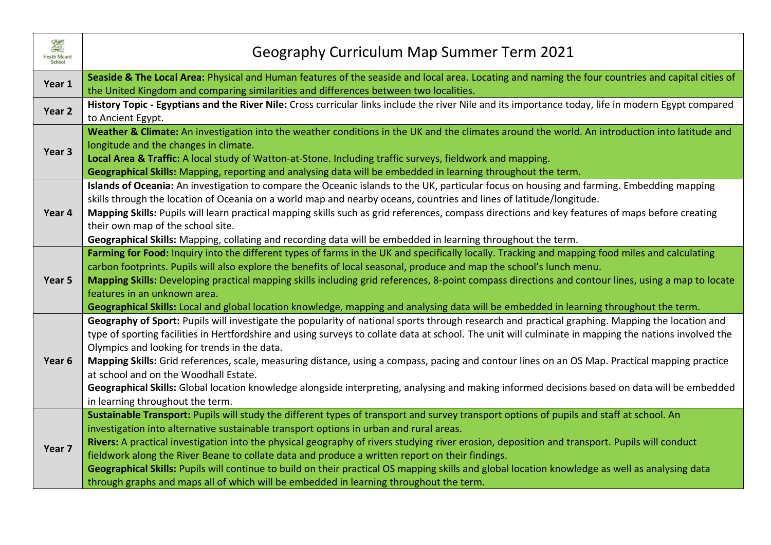| Heath Mount School | Geography Curriculum Map Summer Term 2021 |
| --- | --- |
| **Year 1** | **Seaside & The Local Area:** Physical and Human features of the seaside and local area. Locating and naming the four countries and capital cities of the United Kingdom and comparing similarities and differences between two localities. |
| **Year 2** | **History Topic - Egyptians and the River Nile:** Cross curricular links include the river Nile and its importance today, life in modern Egypt compared to Ancient Egypt. |
| **Year 3** | **Weather & Climate:** An investigation into the weather conditions in the UK and the climates around the world. An introduction into latitude and longitude and the changes in climate.<br>**Local Area & Traffic:** A local study of Watton-at-Stone. Including traffic surveys, fieldwork and mapping.<br>**Geographical Skills:** Mapping, reporting and analysing data will be embedded in learning throughout the term. |
| **Year 4** | **Islands of Oceania:** An investigation to compare the Oceanic islands to the UK, particular focus on housing and farming. Embedding mapping skills through the location of Oceania on a world map and nearby oceans, countries and lines of latitude/longitude.<br>**Mapping Skills:** Pupils will learn practical mapping skills such as grid references, compass directions and key features of maps before creating their own map of the school site.<br>**Geographical Skills:** Mapping, collating and recording data will be embedded in learning throughout the term. |
| **Year 5** | **Farming for Food:** Inquiry into the different types of farms in the UK and specifically locally. Tracking and mapping food miles and calculating carbon footprints. Pupils will also explore the benefits of local seasonal, produce and map the school's lunch menu.<br>**Mapping Skills:** Developing practical mapping skills including grid references, 8-point compass directions and contour lines, using a map to locate features in an unknown area.<br>**Geographical Skills:** Local and global location knowledge, mapping and analysing data will be embedded in learning throughout the term. |
| **Year 6** | **Geography of Sport:** Pupils will investigate the popularity of national sports through research and practical graphing. Mapping the location and type of sporting facilities in Hertfordshire and using surveys to collate data at school. The unit will culminate in mapping the nations involved the Olympics and looking for trends in the data.<br>**Mapping Skills:** Grid references, scale, measuring distance, using a compass, pacing and contour lines on an OS Map. Practical mapping practice at school and on the Woodhall Estate.<br>**Geographical Skills:** Global location knowledge alongside interpreting, analysing and making informed decisions based on data will be embedded in learning throughout the term. |
| **Year 7** | **Sustainable Transport:** Pupils will study the different types of transport and survey transport options of pupils and staff at school. An investigation into alternative sustainable transport options in urban and rural areas.<br>**Rivers:** A practical investigation into the physical geography of rivers studying river erosion, deposition and transport. Pupils will conduct fieldwork along the River Beane to collate data and produce a written report on their findings.<br>**Geographical Skills:** Pupils will continue to build on their practical OS mapping skills and global location knowledge as well as analysing data through graphs and maps all of which will be embedded in learning throughout the term. |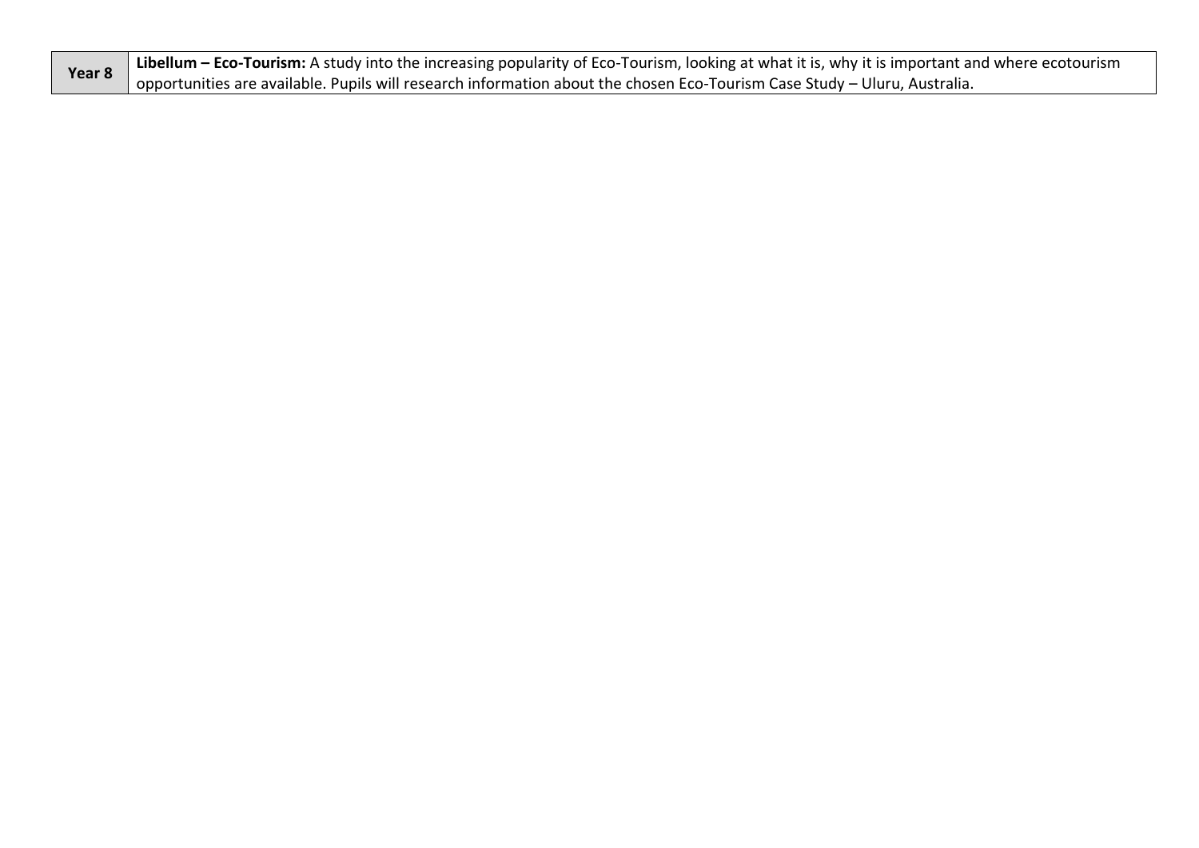| | |
|---|---|
| **Year 8** | **Libellum – Eco-Tourism:** A study into the increasing popularity of Eco-Tourism, looking at what it is, why it is important and where ecotourism opportunities are available. Pupils will research information about the chosen Eco-Tourism Case Study – Uluru, Australia. |